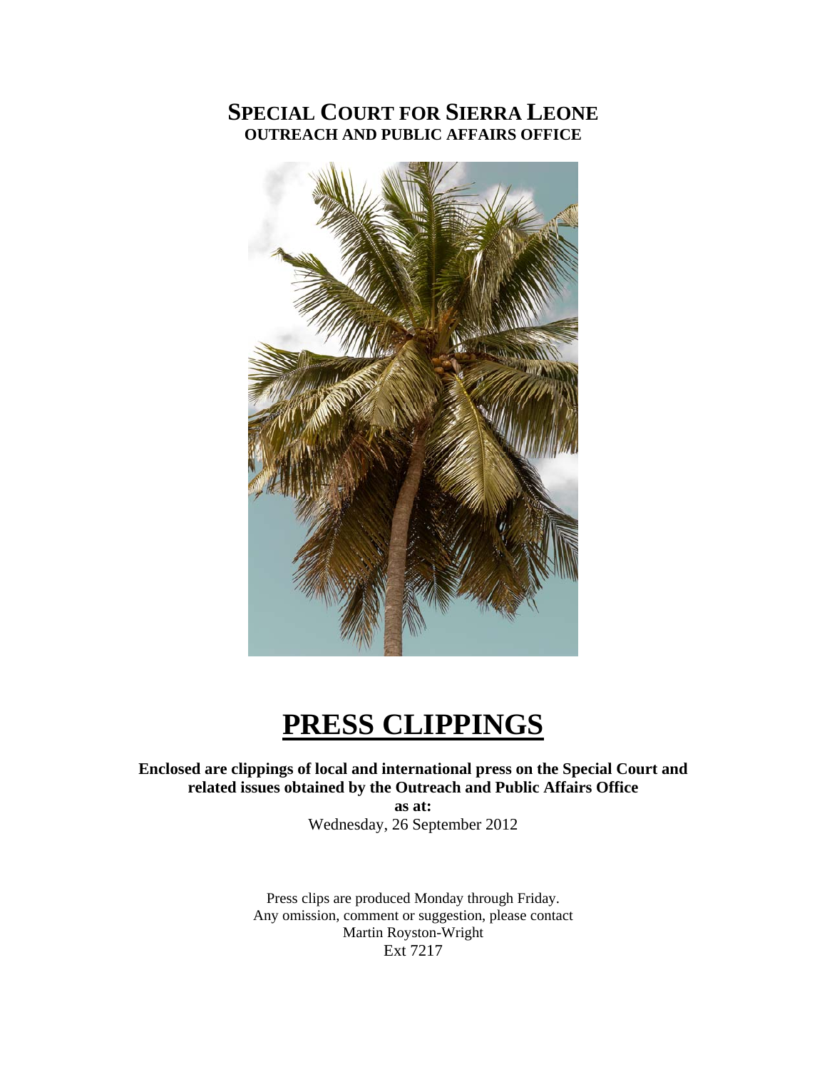# SPECIAL COURT FOR SIERRA LEONE

**OUTREACH AND PUBLIC AFFAIRS OFFICE**

# PRESS CLIPPINGS

**Enclosed are clippings of local and international press on the Special Court and related issues obtained by the Outreach and Public Affairs Office**

**as at:**

Wednesday, 26 September 2012

Press clips are produced Monday through Friday.
Any omission, comment or suggestion, please contact
Martin Royston-Wright
Ext 7217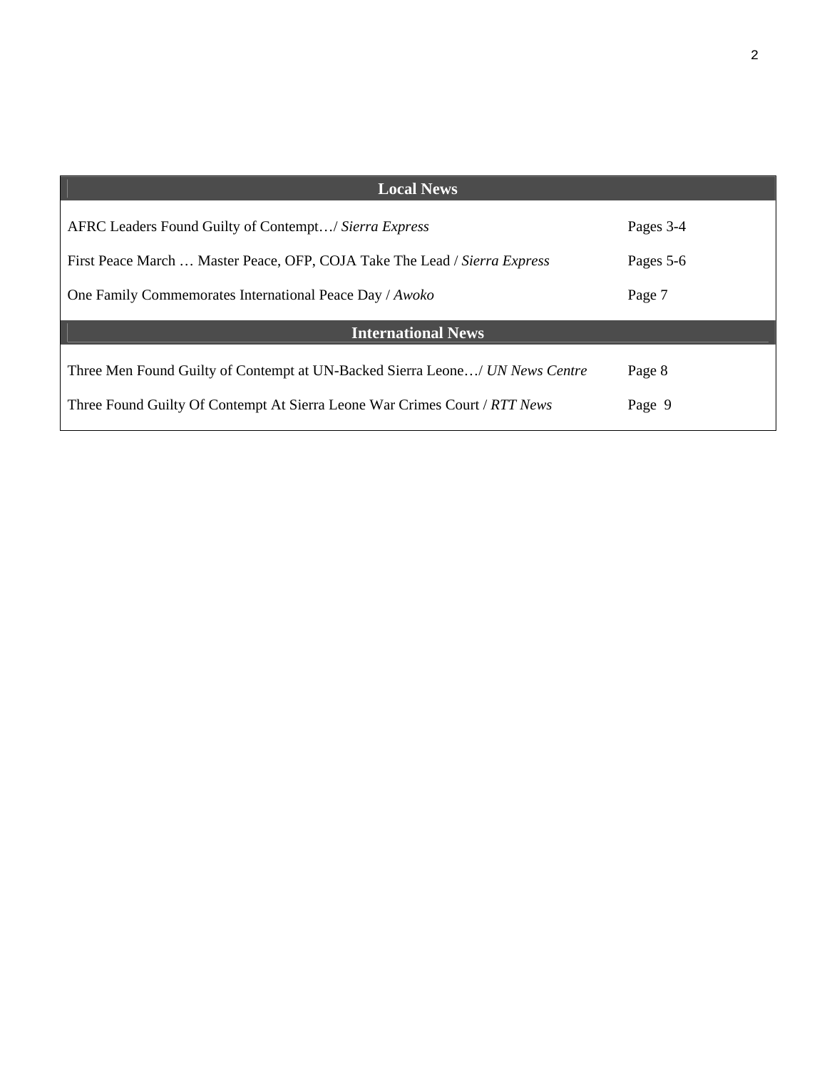| Local News | |
|---|---|
| AFRC Leaders Found Guilty of Contempt…/ *Sierra Express* | Pages 3-4 |
| First Peace March … Master Peace, OFP, COJA Take The Lead / *Sierra Express* | Pages 5-6 |
| One Family Commemorates International Peace Day / *Awoko* | Page 7 |
| **International News** | |
| Three Men Found Guilty of Contempt at UN-Backed Sierra Leone…/ *UN News Centre* | Page 8 |
| Three Found Guilty Of Contempt At Sierra Leone War Crimes Court / *RTT News* | Page 9 |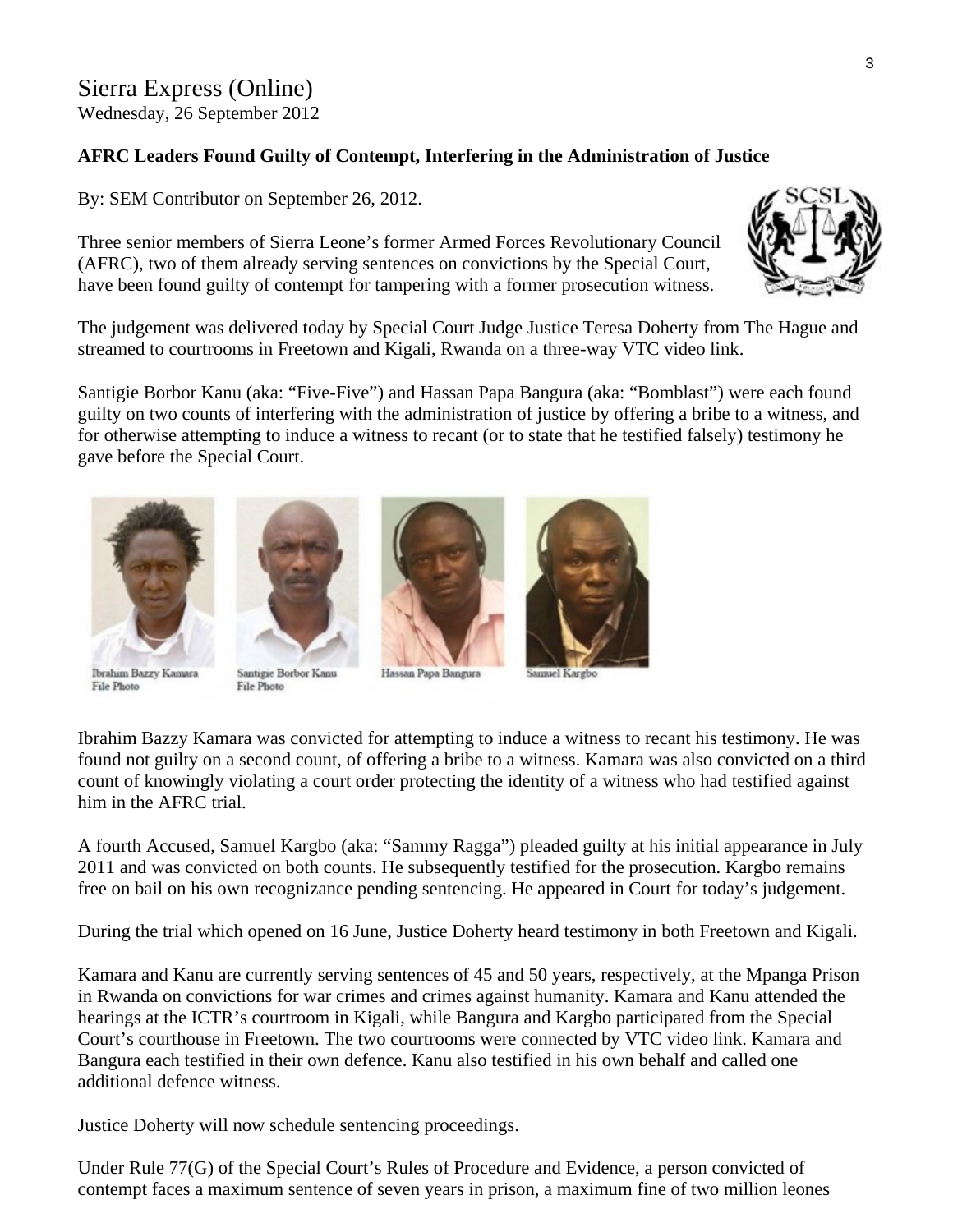# Sierra Express (Online)

Wednesday, 26 September 2012

**AFRC Leaders Found Guilty of Contempt, Interfering in the Administration of Justice**

By: SEM Contributor on September 26, 2012.

Three senior members of Sierra Leone's former Armed Forces Revolutionary Council (AFRC), two of them already serving sentences on convictions by the Special Court, have been found guilty of contempt for tampering with a former prosecution witness.

The judgement was delivered today by Special Court Judge Justice Teresa Doherty from The Hague and streamed to courtrooms in Freetown and Kigali, Rwanda on a three-way VTC video link.

Santigie Borbor Kanu (aka: "Five-Five") and Hassan Papa Bangura (aka: "Bomblast") were each found guilty on two counts of interfering with the administration of justice by offering a bribe to a witness, and for otherwise attempting to induce a witness to recant (or to state that he testified falsely) testimony he gave before the Special Court.

Ibrahim Bazzy Kamara File Photo | Santigie Borbor Kanu File Photo | Hassan Papa Bangura | Samuel Kargbo

Ibrahim Bazzy Kamara was convicted for attempting to induce a witness to recant his testimony. He was found not guilty on a second count, of offering a bribe to a witness. Kamara was also convicted on a third count of knowingly violating a court order protecting the identity of a witness who had testified against him in the AFRC trial.

A fourth Accused, Samuel Kargbo (aka: "Sammy Ragga") pleaded guilty at his initial appearance in July 2011 and was convicted on both counts. He subsequently testified for the prosecution. Kargbo remains free on bail on his own recognizance pending sentencing. He appeared in Court for today's judgement.

During the trial which opened on 16 June, Justice Doherty heard testimony in both Freetown and Kigali.

Kamara and Kanu are currently serving sentences of 45 and 50 years, respectively, at the Mpanga Prison in Rwanda on convictions for war crimes and crimes against humanity. Kamara and Kanu attended the hearings at the ICTR's courtroom in Kigali, while Bangura and Kargbo participated from the Special Court's courthouse in Freetown. The two courtrooms were connected by VTC video link. Kamara and Bangura each testified in their own defence. Kanu also testified in his own behalf and called one additional defence witness.

Justice Doherty will now schedule sentencing proceedings.

Under Rule 77(G) of the Special Court's Rules of Procedure and Evidence, a person convicted of contempt faces a maximum sentence of seven years in prison, a maximum fine of two million leones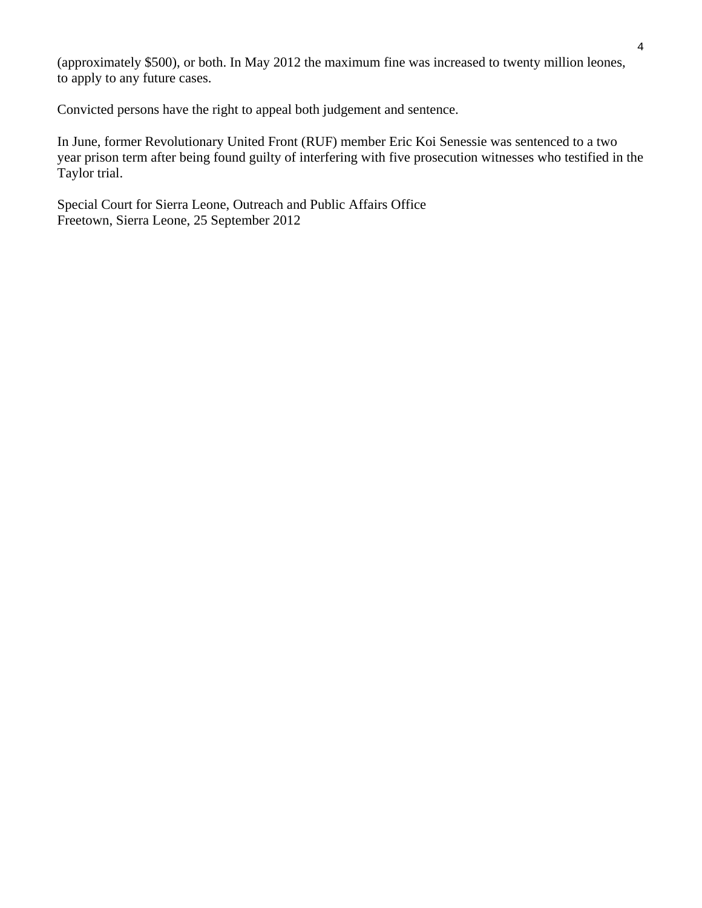(approximately $500), or both. In May 2012 the maximum fine was increased to twenty million leones, to apply to any future cases.

Convicted persons have the right to appeal both judgement and sentence.

In June, former Revolutionary United Front (RUF) member Eric Koi Senessie was sentenced to a two year prison term after being found guilty of interfering with five prosecution witnesses who testified in the Taylor trial.

Special Court for Sierra Leone, Outreach and Public Affairs Office
Freetown, Sierra Leone, 25 September 2012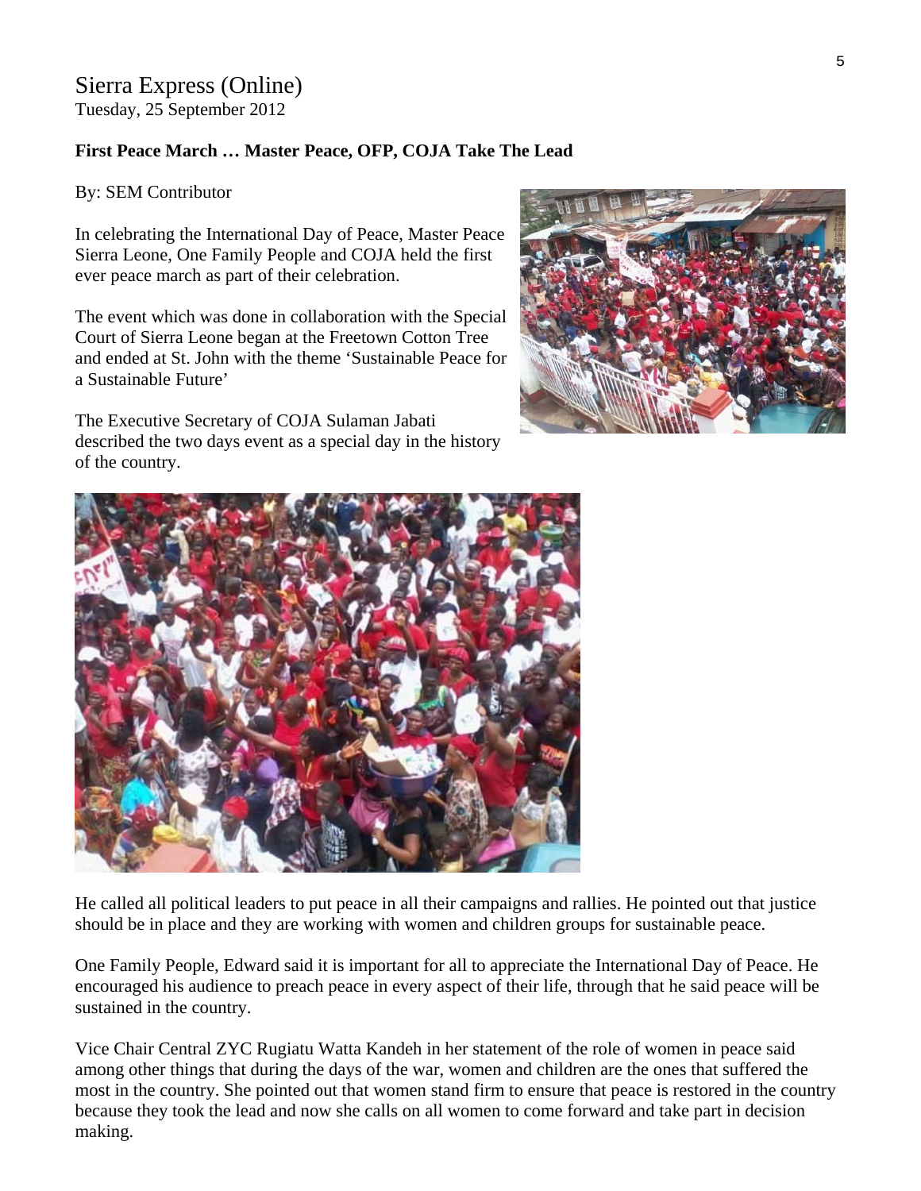# Sierra Express (Online)

Tuesday, 25 September 2012

**First Peace March … Master Peace, OFP, COJA Take The Lead**

By: SEM Contributor

In celebrating the International Day of Peace, Master Peace Sierra Leone, One Family People and COJA held the first ever peace march as part of their celebration.

The event which was done in collaboration with the Special Court of Sierra Leone began at the Freetown Cotton Tree and ended at St. John with the theme 'Sustainable Peace for a Sustainable Future'

The Executive Secretary of COJA Sulaman Jabati described the two days event as a special day in the history of the country.

He called all political leaders to put peace in all their campaigns and rallies. He pointed out that justice should be in place and they are working with women and children groups for sustainable peace.

One Family People, Edward said it is important for all to appreciate the International Day of Peace. He encouraged his audience to preach peace in every aspect of their life, through that he said peace will be sustained in the country.

Vice Chair Central ZYC Rugiatu Watta Kandeh in her statement of the role of women in peace said among other things that during the days of the war, women and children are the ones that suffered the most in the country. She pointed out that women stand firm to ensure that peace is restored in the country because they took the lead and now she calls on all women to come forward and take part in decision making.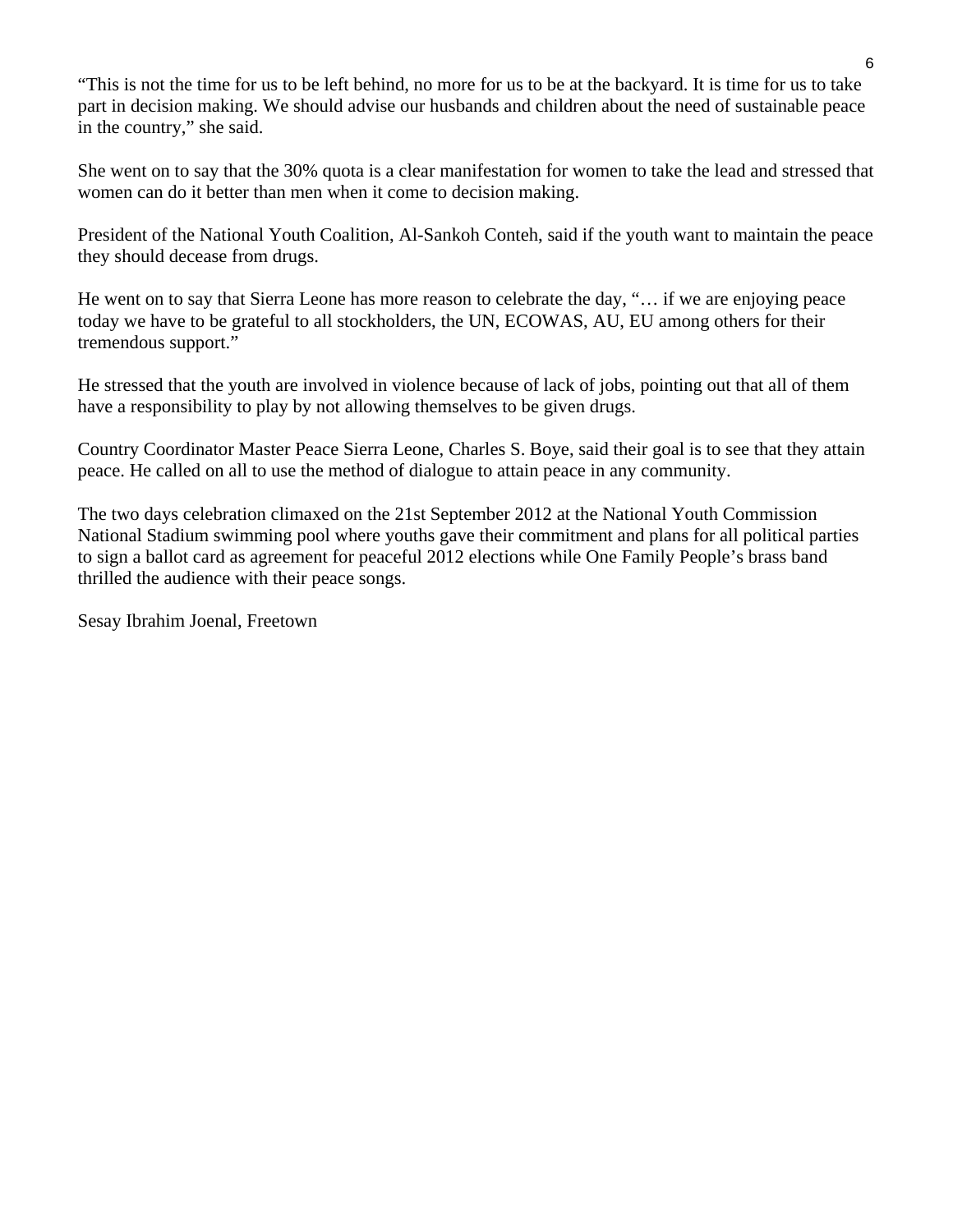“This is not the time for us to be left behind, no more for us to be at the backyard. It is time for us to take part in decision making. We should advise our husbands and children about the need of sustainable peace in the country,” she said.

She went on to say that the 30% quota is a clear manifestation for women to take the lead and stressed that women can do it better than men when it come to decision making.

President of the National Youth Coalition, Al-Sankoh Conteh, said if the youth want to maintain the peace they should decease from drugs.

He went on to say that Sierra Leone has more reason to celebrate the day, “… if we are enjoying peace today we have to be grateful to all stockholders, the UN, ECOWAS, AU, EU among others for their tremendous support.”

He stressed that the youth are involved in violence because of lack of jobs, pointing out that all of them have a responsibility to play by not allowing themselves to be given drugs.

Country Coordinator Master Peace Sierra Leone, Charles S. Boye, said their goal is to see that they attain peace. He called on all to use the method of dialogue to attain peace in any community.

The two days celebration climaxed on the 21st September 2012 at the National Youth Commission National Stadium swimming pool where youths gave their commitment and plans for all political parties to sign a ballot card as agreement for peaceful 2012 elections while One Family People’s brass band thrilled the audience with their peace songs.

Sesay Ibrahim Joenal, Freetown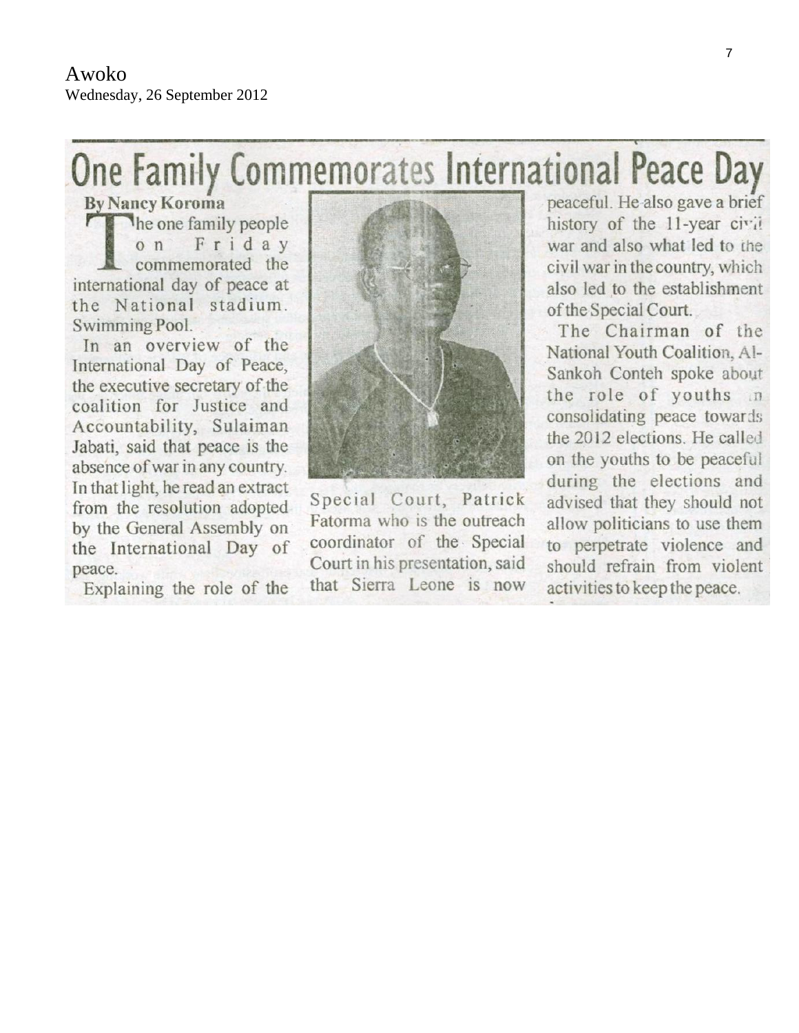Awoko
Wednesday, 26 September 2012

# One Family Commemorates International Peace Day

**By Nancy Koroma**

The one family people on Friday commemorated the international day of peace at the National stadium. Swimming Pool.

In an overview of the International Day of Peace, the executive secretary of the coalition for Justice and Accountability, Sulaiman Jabati, said that peace is the absence of war in any country. In that light, he read an extract from the resolution adopted by the General Assembly on the International Day of peace.

Explaining the role of the Special Court, Patrick Fatorma who is the outreach coordinator of the Special Court in his presentation, said that Sierra Leone is now peaceful. He also gave a brief history of the 11-year civil war and also what led to the civil war in the country, which also led to the establishment of the Special Court.

The Chairman of the National Youth Coalition, Al-Sankoh Conteh spoke about the role of youths in consolidating peace towards the 2012 elections. He called on the youths to be peaceful during the elections and advised that they should not allow politicians to use them to perpetrate violence and should refrain from violent activities to keep the peace.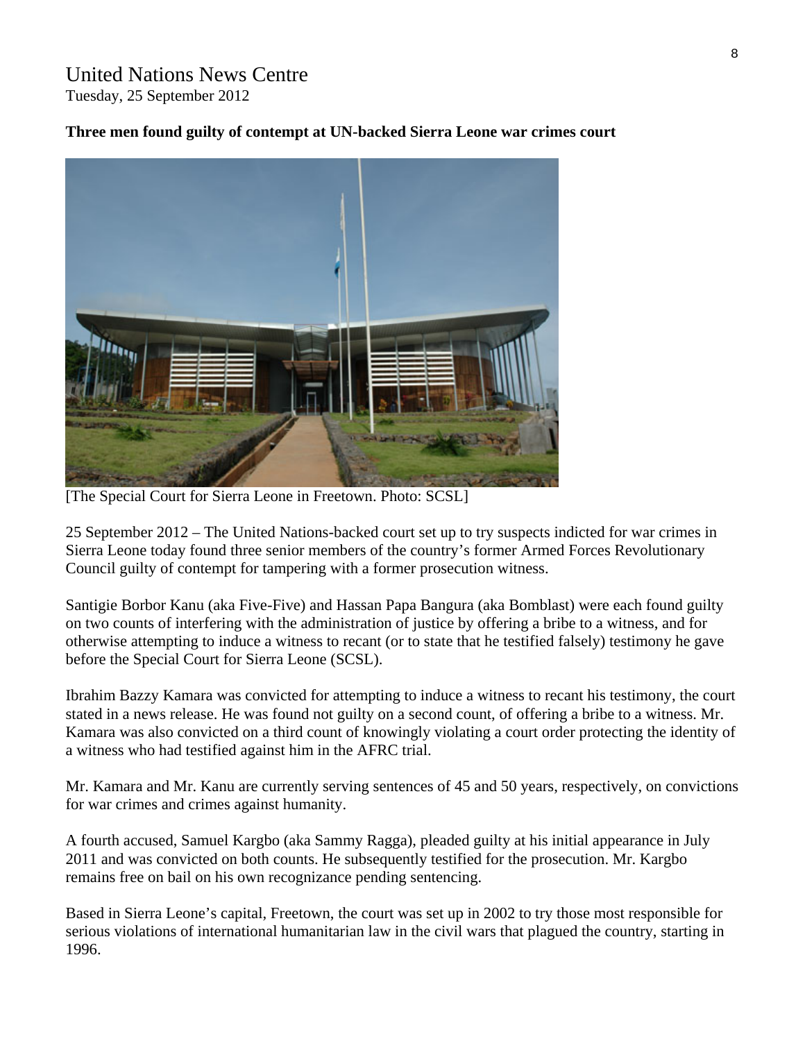# United Nations News Centre

Tuesday, 25 September 2012

**Three men found guilty of contempt at UN-backed Sierra Leone war crimes court**

[The Special Court for Sierra Leone in Freetown. Photo: SCSL]

25 September 2012 – The United Nations-backed court set up to try suspects indicted for war crimes in Sierra Leone today found three senior members of the country's former Armed Forces Revolutionary Council guilty of contempt for tampering with a former prosecution witness.

Santigie Borbor Kanu (aka Five-Five) and Hassan Papa Bangura (aka Bomblast) were each found guilty on two counts of interfering with the administration of justice by offering a bribe to a witness, and for otherwise attempting to induce a witness to recant (or to state that he testified falsely) testimony he gave before the Special Court for Sierra Leone (SCSL).

Ibrahim Bazzy Kamara was convicted for attempting to induce a witness to recant his testimony, the court stated in a news release. He was found not guilty on a second count, of offering a bribe to a witness. Mr. Kamara was also convicted on a third count of knowingly violating a court order protecting the identity of a witness who had testified against him in the AFRC trial.

Mr. Kamara and Mr. Kanu are currently serving sentences of 45 and 50 years, respectively, on convictions for war crimes and crimes against humanity.

A fourth accused, Samuel Kargbo (aka Sammy Ragga), pleaded guilty at his initial appearance in July 2011 and was convicted on both counts. He subsequently testified for the prosecution. Mr. Kargbo remains free on bail on his own recognizance pending sentencing.

Based in Sierra Leone's capital, Freetown, the court was set up in 2002 to try those most responsible for serious violations of international humanitarian law in the civil wars that plagued the country, starting in 1996.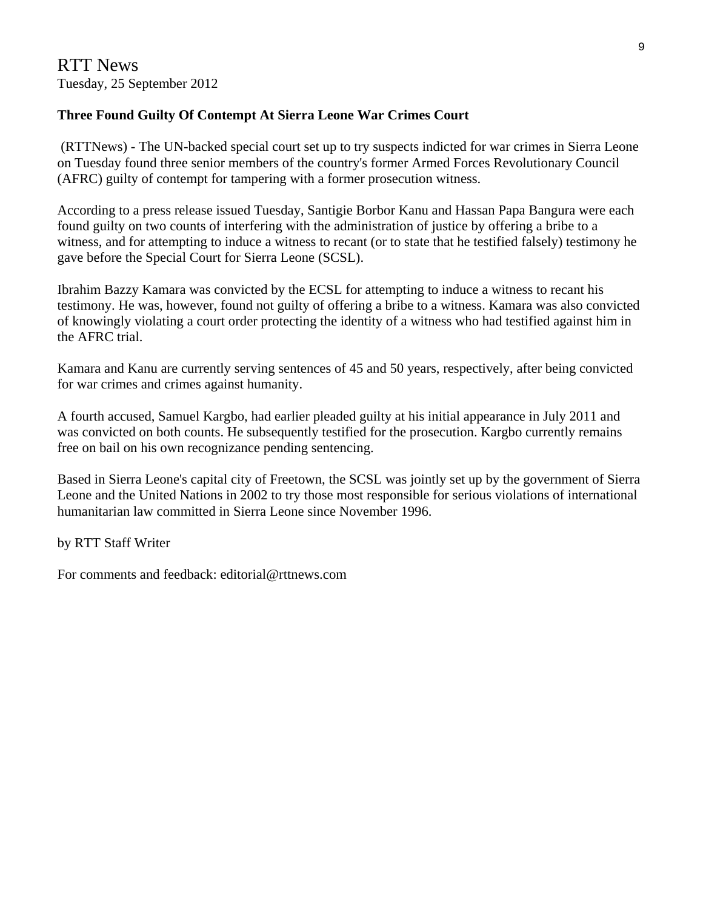RTT News
Tuesday, 25 September 2012

**Three Found Guilty Of Contempt At Sierra Leone War Crimes Court**

(RTTNews) - The UN-backed special court set up to try suspects indicted for war crimes in Sierra Leone on Tuesday found three senior members of the country's former Armed Forces Revolutionary Council (AFRC) guilty of contempt for tampering with a former prosecution witness.

According to a press release issued Tuesday, Santigie Borbor Kanu and Hassan Papa Bangura were each found guilty on two counts of interfering with the administration of justice by offering a bribe to a witness, and for attempting to induce a witness to recant (or to state that he testified falsely) testimony he gave before the Special Court for Sierra Leone (SCSL).

Ibrahim Bazzy Kamara was convicted by the ECSL for attempting to induce a witness to recant his testimony. He was, however, found not guilty of offering a bribe to a witness. Kamara was also convicted of knowingly violating a court order protecting the identity of a witness who had testified against him in the AFRC trial.

Kamara and Kanu are currently serving sentences of 45 and 50 years, respectively, after being convicted for war crimes and crimes against humanity.

A fourth accused, Samuel Kargbo, had earlier pleaded guilty at his initial appearance in July 2011 and was convicted on both counts. He subsequently testified for the prosecution. Kargbo currently remains free on bail on his own recognizance pending sentencing.

Based in Sierra Leone's capital city of Freetown, the SCSL was jointly set up by the government of Sierra Leone and the United Nations in 2002 to try those most responsible for serious violations of international humanitarian law committed in Sierra Leone since November 1996.

by RTT Staff Writer

For comments and feedback: editorial@rttnews.com